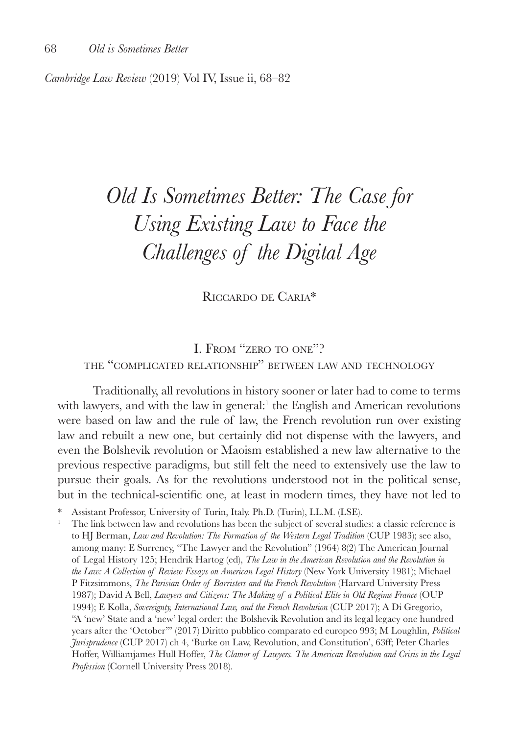*Cambridge Law Review* (2019) Vol IV, Issue ii, 68–82

# *Old Is Sometimes Better: The Case for Using Existing Law to Face the Challenges of the Digital Age*

Riccardo de Caria*

## I. From "zero to one"? the "complicated relationship" between law and technology

Traditionally, all revolutions in history sooner or later had to come to terms with lawyers, and with the law in general:[1] the English and American revolutions were based on law and the rule of law, the French revolution run over existing law and rebuilt a new one, but certainly did not dispense with the lawyers, and even the Bolshevik revolution or Maoism established a new law alternative to the previous respective paradigms, but still felt the need to extensively use the law to pursue their goals. As for the revolutions understood not in the political sense, but in the technical-scientific one, at least in modern times, they have not led to

\* Assistant Professor, University of Turin, Italy. Ph.D. (Turin), LL.M. (LSE).

[1] The link between law and revolutions has been the subject of several studies: a classic reference is to HJ Berman, *Law and Revolution: The Formation of the Western Legal Tradition* (CUP 1983); see also, among many: E Surrency, "The Lawyer and the Revolution" (1964) 8(2) The American Journal of Legal History 125; Hendrik Hartog (ed), *The Law in the American Revolution and the Revolution in the Law: A Collection of Review Essays on American Legal History* (New York University 1981); Michael P Fitzsimmons, *The Parisian Order of Barristers and the French Revolution* (Harvard University Press 1987); David A Bell, *Lawyers and Citizens: The Making of a Political Elite in Old Regime France* (OUP 1994); E Kolla, *Sovereignty, International Law, and the French Revolution* (CUP 2017); A Di Gregorio, "A 'new' State and a 'new' legal order: the Bolshevik Revolution and its legal legacy one hundred years after the 'October'" (2017) Diritto pubblico comparato ed europeo 993; M Loughlin, *Political Jurisprudence* (CUP 2017) ch 4, 'Burke on Law, Revolution, and Constitution', 63ff; Peter Charles Hoffer, Williamjames Hull Hoffer, *The Clamor of Lawyers. The American Revolution and Crisis in the Legal Profession* (Cornell University Press 2018).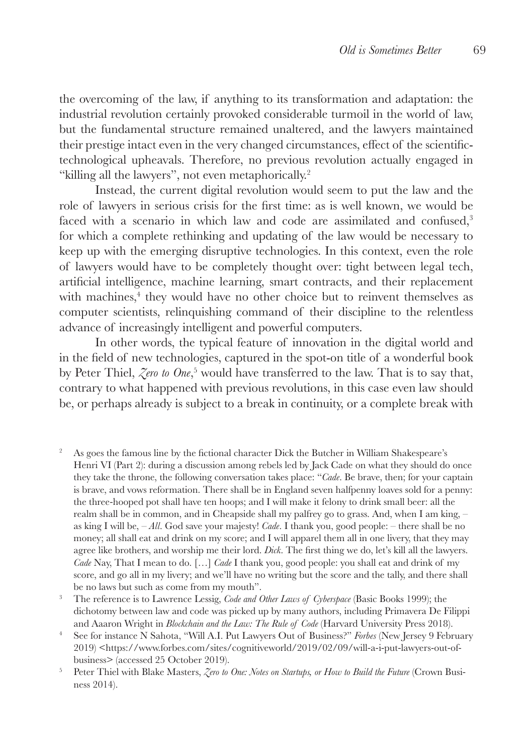the overcoming of the law, if anything to its transformation and adaptation: the industrial revolution certainly provoked considerable turmoil in the world of law, but the fundamental structure remained unaltered, and the lawyers maintained their prestige intact even in the very changed circumstances, effect of the scientific-technological upheavals. Therefore, no previous revolution actually engaged in "killing all the lawyers", not even metaphorically.[2]

Instead, the current digital revolution would seem to put the law and the role of lawyers in serious crisis for the first time: as is well known, we would be faced with a scenario in which law and code are assimilated and confused,[3] for which a complete rethinking and updating of the law would be necessary to keep up with the emerging disruptive technologies. In this context, even the role of lawyers would have to be completely thought over: tight between legal tech, artificial intelligence, machine learning, smart contracts, and their replacement with machines,[4] they would have no other choice but to reinvent themselves as computer scientists, relinquishing command of their discipline to the relentless advance of increasingly intelligent and powerful computers.

In other words, the typical feature of innovation in the digital world and in the field of new technologies, captured in the spot-on title of a wonderful book by Peter Thiel, *Zero to One*,[5] would have transferred to the law. That is to say that, contrary to what happened with previous revolutions, in this case even law should be, or perhaps already is subject to a break in continuity, or a complete break with

---

[2] As goes the famous line by the fictional character Dick the Butcher in William Shakespeare's Henri VI (Part 2): during a discussion among rebels led by Jack Cade on what they should do once they take the throne, the following conversation takes place: "*Cade*. Be brave, then; for your captain is brave, and vows reformation. There shall be in England seven halfpenny loaves sold for a penny: the three-hooped pot shall have ten hoops; and I will make it felony to drink small beer: all the realm shall be in common, and in Cheapside shall my palfrey go to grass. And, when I am king, – as king I will be, – *All*. God save your majesty! *Cade*. I thank you, good people: – there shall be no money; all shall eat and drink on my score; and I will apparel them all in one livery, that they may agree like brothers, and worship me their lord. *Dick*. The first thing we do, let's kill all the lawyers. *Cade* Nay, That I mean to do. […] *Cade* I thank you, good people: you shall eat and drink of my score, and go all in my livery; and we'll have no writing but the score and the tally, and there shall be no laws but such as come from my mouth".

[3] The reference is to Lawrence Lessig, *Code and Other Laws of Cyberspace* (Basic Books 1999); the dichotomy between law and code was picked up by many authors, including Primavera De Filippi and Aaaron Wright in *Blockchain and the Law: The Rule of Code* (Harvard University Press 2018).

[4] See for instance N Sahota, "Will A.I. Put Lawyers Out of Business?" *Forbes* (New Jersey 9 February 2019) <https://www.forbes.com/sites/cognitiveworld/2019/02/09/will-a-i-put-lawyers-out-of-business> (accessed 25 October 2019).

[5] Peter Thiel with Blake Masters, *Zero to One: Notes on Startups, or How to Build the Future* (Crown Business 2014).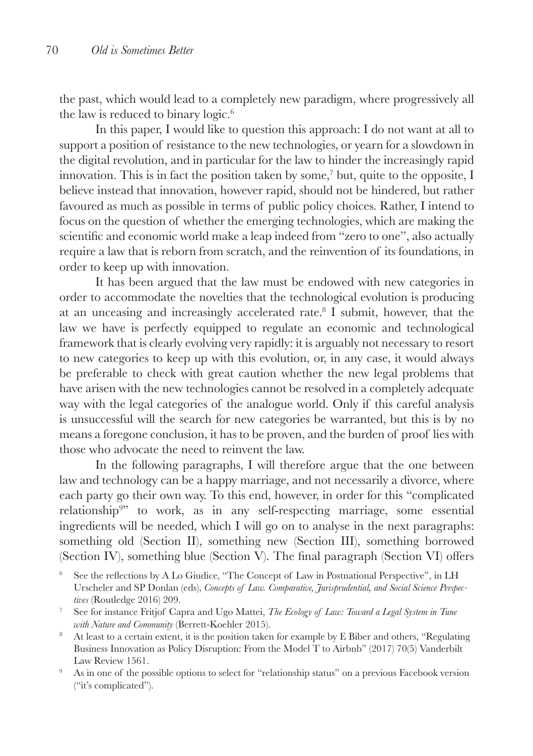the past, which would lead to a completely new paradigm, where progressively all the law is reduced to binary logic.[6]

In this paper, I would like to question this approach: I do not want at all to support a position of resistance to the new technologies, or yearn for a slowdown in the digital revolution, and in particular for the law to hinder the increasingly rapid innovation. This is in fact the position taken by some,[7] but, quite to the opposite, I believe instead that innovation, however rapid, should not be hindered, but rather favoured as much as possible in terms of public policy choices. Rather, I intend to focus on the question of whether the emerging technologies, which are making the scientific and economic world make a leap indeed from "zero to one", also actually require a law that is reborn from scratch, and the reinvention of its foundations, in order to keep up with innovation.

It has been argued that the law must be endowed with new categories in order to accommodate the novelties that the technological evolution is producing at an unceasing and increasingly accelerated rate.[8] I submit, however, that the law we have is perfectly equipped to regulate an economic and technological framework that is clearly evolving very rapidly: it is arguably not necessary to resort to new categories to keep up with this evolution, or, in any case, it would always be preferable to check with great caution whether the new legal problems that have arisen with the new technologies cannot be resolved in a completely adequate way with the legal categories of the analogue world. Only if this careful analysis is unsuccessful will the search for new categories be warranted, but this is by no means a foregone conclusion, it has to be proven, and the burden of proof lies with those who advocate the need to reinvent the law.

In the following paragraphs, I will therefore argue that the one between law and technology can be a happy marriage, and not necessarily a divorce, where each party go their own way. To this end, however, in order for this "complicated relationship[9]" to work, as in any self-respecting marriage, some essential ingredients will be needed, which I will go on to analyse in the next paragraphs: something old (Section II), something new (Section III), something borrowed (Section IV), something blue (Section V). The final paragraph (Section VI) offers

[6] See the reflections by A Lo Giudice, "The Concept of Law in Postnational Perspective", in LH Urscheler and SP Donlan (eds), *Concepts of Law. Comparative, Jurisprudential, and Social Science Perspectives* (Routledge 2016) 209.

[7] See for instance Fritjof Capra and Ugo Mattei, *The Ecology of Law: Toward a Legal System in Tune with Nature and Community* (Berrett-Koehler 2015).

[8] At least to a certain extent, it is the position taken for example by E Biber and others, "Regulating Business Innovation as Policy Disruption: From the Model T to Airbnb" (2017) 70(5) Vanderbilt Law Review 1561.

[9] As in one of the possible options to select for "relationship status" on a previous Facebook version ("it's complicated").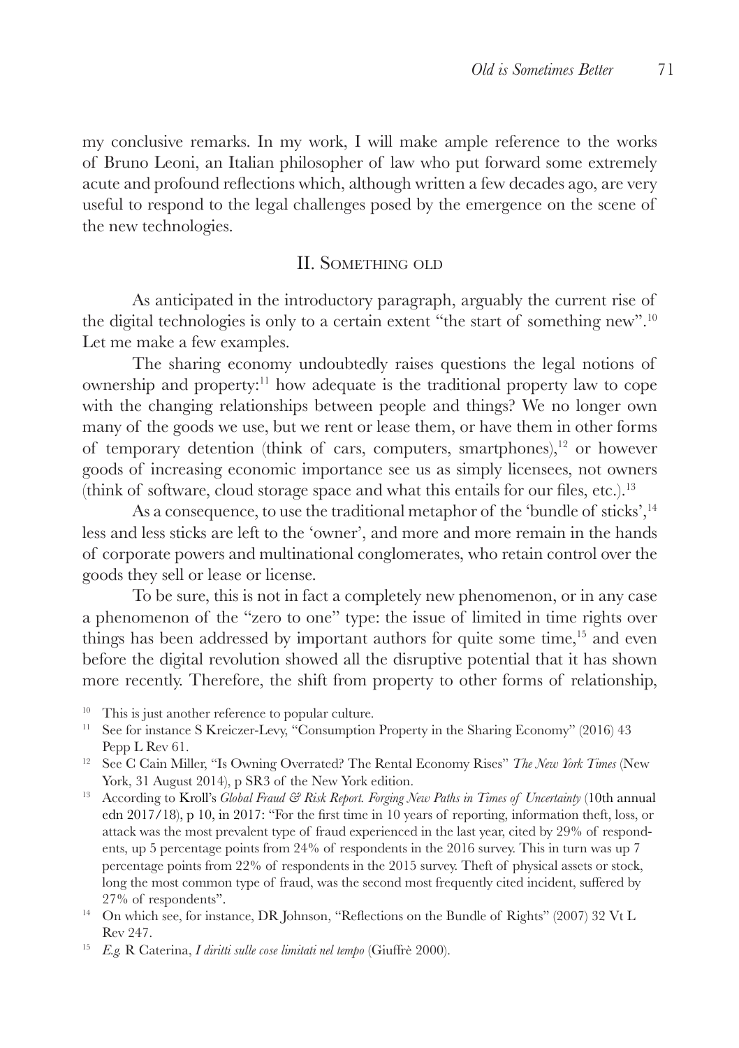my conclusive remarks. In my work, I will make ample reference to the works of Bruno Leoni, an Italian philosopher of law who put forward some extremely acute and profound reflections which, although written a few decades ago, are very useful to respond to the legal challenges posed by the emergence on the scene of the new technologies.

## II. Something old

As anticipated in the introductory paragraph, arguably the current rise of the digital technologies is only to a certain extent "the start of something new".[10] Let me make a few examples.

The sharing economy undoubtedly raises questions the legal notions of ownership and property:[11] how adequate is the traditional property law to cope with the changing relationships between people and things? We no longer own many of the goods we use, but we rent or lease them, or have them in other forms of temporary detention (think of cars, computers, smartphones),[12] or however goods of increasing economic importance see us as simply licensees, not owners (think of software, cloud storage space and what this entails for our files, etc.).[13]

As a consequence, to use the traditional metaphor of the 'bundle of sticks',[14] less and less sticks are left to the 'owner', and more and more remain in the hands of corporate powers and multinational conglomerates, who retain control over the goods they sell or lease or license.

To be sure, this is not in fact a completely new phenomenon, or in any case a phenomenon of the "zero to one" type: the issue of limited in time rights over things has been addressed by important authors for quite some time,[15] and even before the digital revolution showed all the disruptive potential that it has shown more recently. Therefore, the shift from property to other forms of relationship,

---

[10] This is just another reference to popular culture.

[11] See for instance S Kreiczer-Levy, "Consumption Property in the Sharing Economy" (2016) 43 Pepp L Rev 61.

[12] See C Cain Miller, "Is Owning Overrated? The Rental Economy Rises" *The New York Times* (New York, 31 August 2014), p SR3 of the New York edition.

[13] According to Kroll's *Global Fraud & Risk Report. Forging New Paths in Times of Uncertainty* (10th annual edn 2017/18), p 10, in 2017: "For the first time in 10 years of reporting, information theft, loss, or attack was the most prevalent type of fraud experienced in the last year, cited by 29% of respondents, up 5 percentage points from 24% of respondents in the 2016 survey. This in turn was up 7 percentage points from 22% of respondents in the 2015 survey. Theft of physical assets or stock, long the most common type of fraud, was the second most frequently cited incident, suffered by 27% of respondents".

[14] On which see, for instance, DR Johnson, "Reflections on the Bundle of Rights" (2007) 32 Vt L Rev 247.

[15] *E.g.* R Caterina, *I diritti sulle cose limitati nel tempo* (Giuffrè 2000).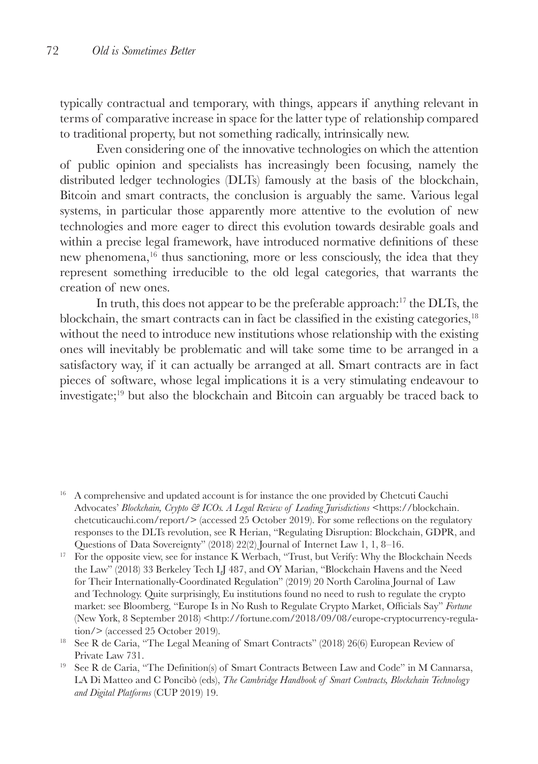typically contractual and temporary, with things, appears if anything relevant in terms of comparative increase in space for the latter type of relationship compared to traditional property, but not something radically, intrinsically new.

Even considering one of the innovative technologies on which the attention of public opinion and specialists has increasingly been focusing, namely the distributed ledger technologies (DLTs) famously at the basis of the blockchain, Bitcoin and smart contracts, the conclusion is arguably the same. Various legal systems, in particular those apparently more attentive to the evolution of new technologies and more eager to direct this evolution towards desirable goals and within a precise legal framework, have introduced normative definitions of these new phenomena,[16] thus sanctioning, more or less consciously, the idea that they represent something irreducible to the old legal categories, that warrants the creation of new ones.

In truth, this does not appear to be the preferable approach:[17] the DLTs, the blockchain, the smart contracts can in fact be classified in the existing categories,[18] without the need to introduce new institutions whose relationship with the existing ones will inevitably be problematic and will take some time to be arranged in a satisfactory way, if it can actually be arranged at all. Smart contracts are in fact pieces of software, whose legal implications it is a very stimulating endeavour to investigate;[19] but also the blockchain and Bitcoin can arguably be traced back to

---

[16] A comprehensive and updated account is for instance the one provided by Chetcuti Cauchi Advocates' *Blockchain, Crypto & ICOs. A Legal Review of Leading Jurisdictions* <https://blockchain.chetcuticauchi.com/report/> (accessed 25 October 2019). For some reflections on the regulatory responses to the DLTs revolution, see R Herian, "Regulating Disruption: Blockchain, GDPR, and Questions of Data Sovereignty" (2018) 22(2) Journal of Internet Law 1, 1, 8–16.

[17] For the opposite view, see for instance K Werbach, "Trust, but Verify: Why the Blockchain Needs the Law" (2018) 33 Berkeley Tech LJ 487, and OY Marian, "Blockchain Havens and the Need for Their Internationally-Coordinated Regulation" (2019) 20 North Carolina Journal of Law and Technology. Quite surprisingly, Eu institutions found no need to rush to regulate the crypto market: see Bloomberg, "Europe Is in No Rush to Regulate Crypto Market, Officials Say" *Fortune* (New York, 8 September 2018) <http://fortune.com/2018/09/08/europe-cryptocurrency-regulation/> (accessed 25 October 2019).

[18] See R de Caria, "The Legal Meaning of Smart Contracts" (2018) 26(6) European Review of Private Law 731.

[19] See R de Caria, "The Definition(s) of Smart Contracts Between Law and Code" in M Cannarsa, LA Di Matteo and C Poncibò (eds), *The Cambridge Handbook of Smart Contracts, Blockchain Technology and Digital Platforms* (CUP 2019) 19.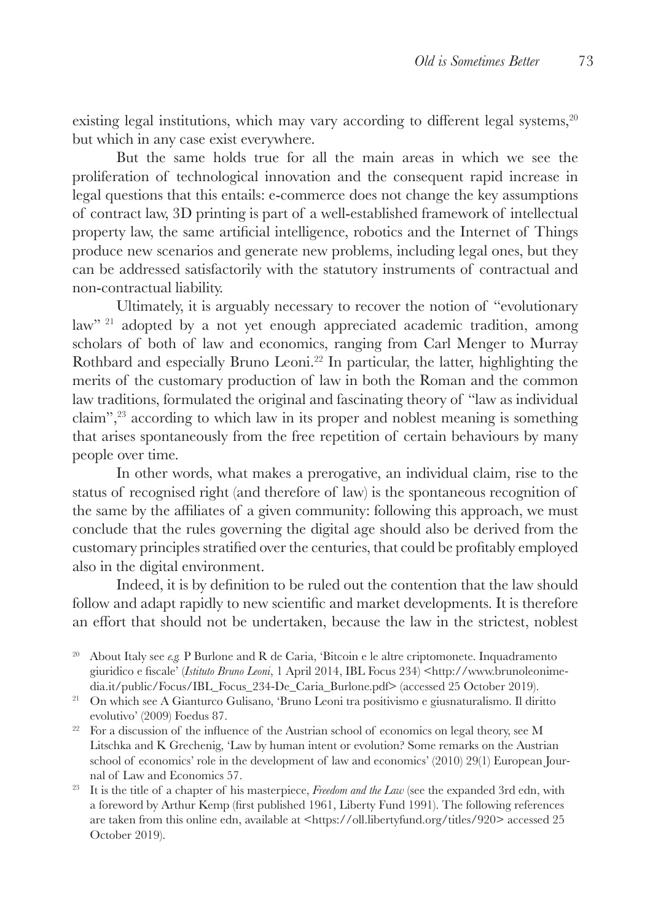existing legal institutions, which may vary according to different legal systems,[20] but which in any case exist everywhere.

But the same holds true for all the main areas in which we see the proliferation of technological innovation and the consequent rapid increase in legal questions that this entails: e-commerce does not change the key assumptions of contract law, 3D printing is part of a well-established framework of intellectual property law, the same artificial intelligence, robotics and the Internet of Things produce new scenarios and generate new problems, including legal ones, but they can be addressed satisfactorily with the statutory instruments of contractual and non-contractual liability.

Ultimately, it is arguably necessary to recover the notion of "evolutionary law" [21] adopted by a not yet enough appreciated academic tradition, among scholars of both of law and economics, ranging from Carl Menger to Murray Rothbard and especially Bruno Leoni.[22] In particular, the latter, highlighting the merits of the customary production of law in both the Roman and the common law traditions, formulated the original and fascinating theory of "law as individual claim",[23] according to which law in its proper and noblest meaning is something that arises spontaneously from the free repetition of certain behaviours by many people over time.

In other words, what makes a prerogative, an individual claim, rise to the status of recognised right (and therefore of law) is the spontaneous recognition of the same by the affiliates of a given community: following this approach, we must conclude that the rules governing the digital age should also be derived from the customary principles stratified over the centuries, that could be profitably employed also in the digital environment.

Indeed, it is by definition to be ruled out the contention that the law should follow and adapt rapidly to new scientific and market developments. It is therefore an effort that should not be undertaken, because the law in the strictest, noblest

---

[20] About Italy see *e.g.* P Burlone and R de Caria, 'Bitcoin e le altre criptomonete. Inquadramento giuridico e fiscale' (*Istituto Bruno Leoni*, 1 April 2014, IBL Focus 234) <http://www.brunoleonimedia.it/public/Focus/IBL_Focus_234-De_Caria_Burlone.pdf> (accessed 25 October 2019).

[21] On which see A Gianturco Gulisano, 'Bruno Leoni tra positivismo e giusnaturalismo. Il diritto evolutivo' (2009) Foedus 87.

[22] For a discussion of the influence of the Austrian school of economics on legal theory, see M Litschka and K Grechenig, 'Law by human intent or evolution? Some remarks on the Austrian school of economics' role in the development of law and economics' (2010) 29(1) European Journal of Law and Economics 57.

[23] It is the title of a chapter of his masterpiece, *Freedom and the Law* (see the expanded 3rd edn, with a foreword by Arthur Kemp (first published 1961, Liberty Fund 1991). The following references are taken from this online edn, available at <https://oll.libertyfund.org/titles/920> accessed 25 October 2019).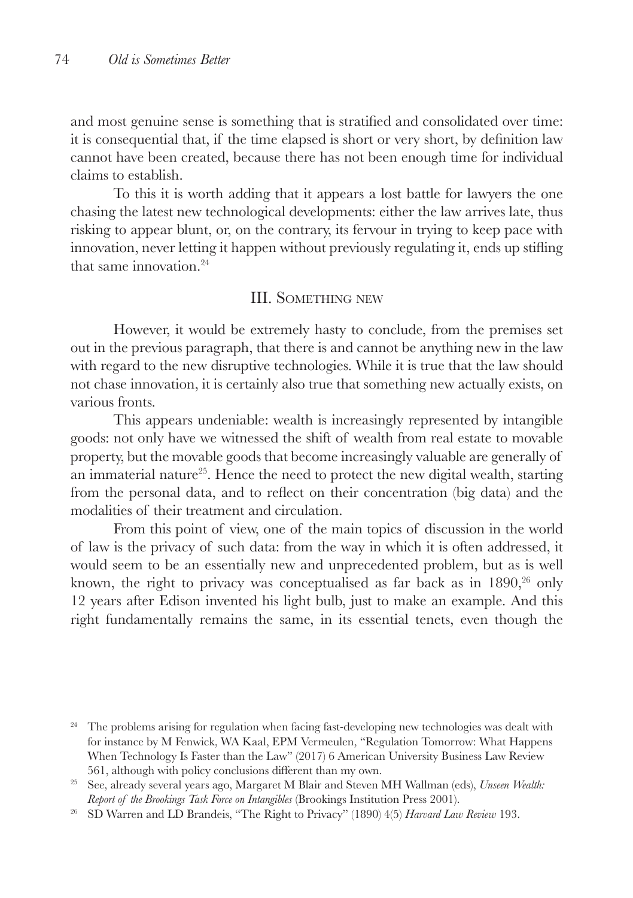and most genuine sense is something that is stratified and consolidated over time: it is consequential that, if the time elapsed is short or very short, by definition law cannot have been created, because there has not been enough time for individual claims to establish.

To this it is worth adding that it appears a lost battle for lawyers the one chasing the latest new technological developments: either the law arrives late, thus risking to appear blunt, or, on the contrary, its fervour in trying to keep pace with innovation, never letting it happen without previously regulating it, ends up stifling that same innovation.[24]

## III. Something new

However, it would be extremely hasty to conclude, from the premises set out in the previous paragraph, that there is and cannot be anything new in the law with regard to the new disruptive technologies. While it is true that the law should not chase innovation, it is certainly also true that something new actually exists, on various fronts.

This appears undeniable: wealth is increasingly represented by intangible goods: not only have we witnessed the shift of wealth from real estate to movable property, but the movable goods that become increasingly valuable are generally of an immaterial nature[25]. Hence the need to protect the new digital wealth, starting from the personal data, and to reflect on their concentration (big data) and the modalities of their treatment and circulation.

From this point of view, one of the main topics of discussion in the world of law is the privacy of such data: from the way in which it is often addressed, it would seem to be an essentially new and unprecedented problem, but as is well known, the right to privacy was conceptualised as far back as in 1890,[26] only 12 years after Edison invented his light bulb, just to make an example. And this right fundamentally remains the same, in its essential tenets, even though the

---

[24] The problems arising for regulation when facing fast-developing new technologies was dealt with for instance by M Fenwick, WA Kaal, EPM Vermeulen, "Regulation Tomorrow: What Happens When Technology Is Faster than the Law" (2017) 6 American University Business Law Review 561, although with policy conclusions different than my own.

[25] See, already several years ago, Margaret M Blair and Steven MH Wallman (eds), *Unseen Wealth: Report of the Brookings Task Force on Intangibles* (Brookings Institution Press 2001).

[26] SD Warren and LD Brandeis, "The Right to Privacy" (1890) 4(5) *Harvard Law Review* 193.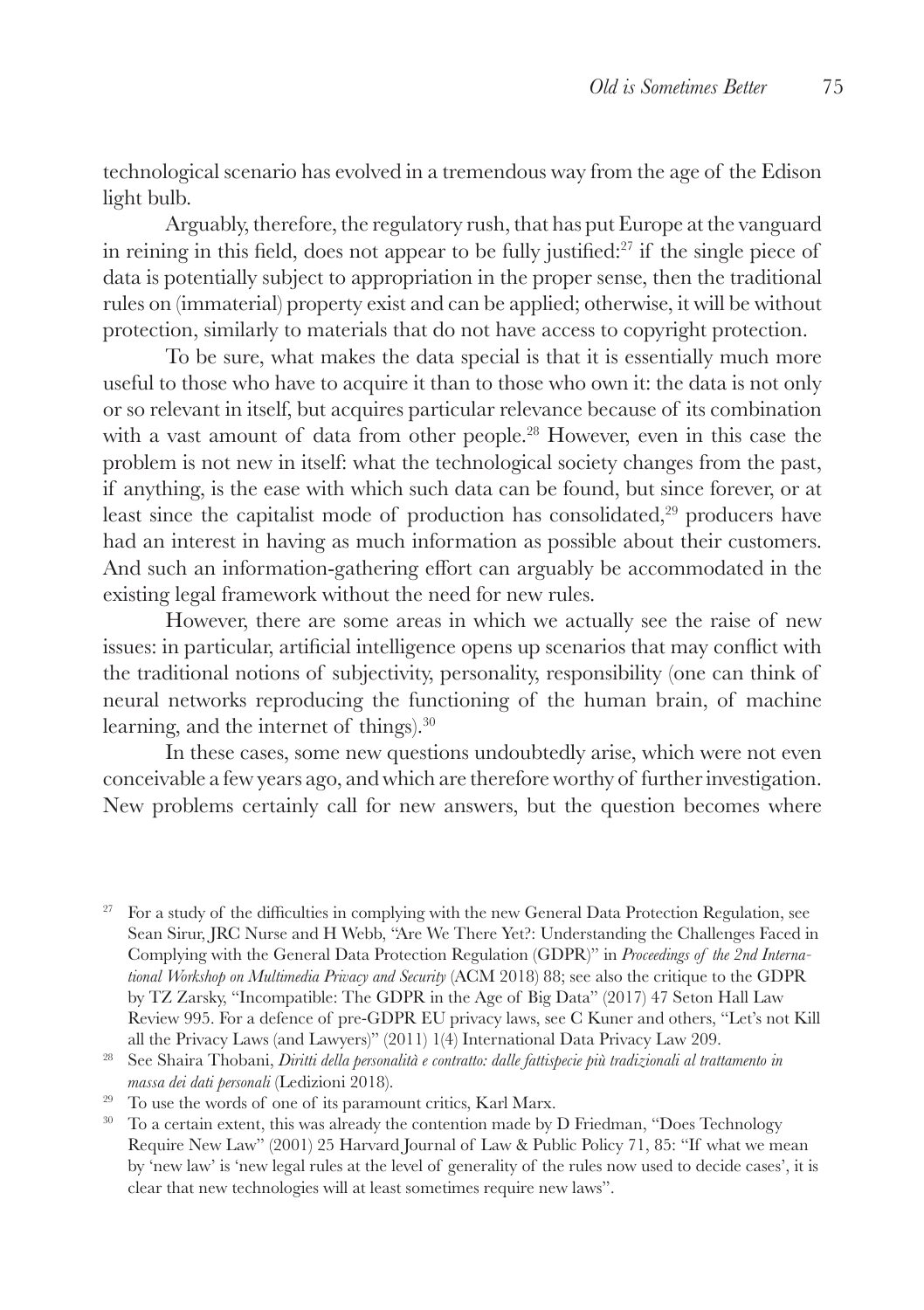technological scenario has evolved in a tremendous way from the age of the Edison light bulb.

Arguably, therefore, the regulatory rush, that has put Europe at the vanguard in reining in this field, does not appear to be fully justified:[27] if the single piece of data is potentially subject to appropriation in the proper sense, then the traditional rules on (immaterial) property exist and can be applied; otherwise, it will be without protection, similarly to materials that do not have access to copyright protection.

To be sure, what makes the data special is that it is essentially much more useful to those who have to acquire it than to those who own it: the data is not only or so relevant in itself, but acquires particular relevance because of its combination with a vast amount of data from other people.[28] However, even in this case the problem is not new in itself: what the technological society changes from the past, if anything, is the ease with which such data can be found, but since forever, or at least since the capitalist mode of production has consolidated,[29] producers have had an interest in having as much information as possible about their customers. And such an information-gathering effort can arguably be accommodated in the existing legal framework without the need for new rules.

However, there are some areas in which we actually see the raise of new issues: in particular, artificial intelligence opens up scenarios that may conflict with the traditional notions of subjectivity, personality, responsibility (one can think of neural networks reproducing the functioning of the human brain, of machine learning, and the internet of things).[30]

In these cases, some new questions undoubtedly arise, which were not even conceivable a few years ago, and which are therefore worthy of further investigation. New problems certainly call for new answers, but the question becomes where

---

[27] For a study of the difficulties in complying with the new General Data Protection Regulation, see Sean Sirur, JRC Nurse and H Webb, "Are We There Yet?: Understanding the Challenges Faced in Complying with the General Data Protection Regulation (GDPR)" in *Proceedings of the 2nd International Workshop on Multimedia Privacy and Security* (ACM 2018) 88; see also the critique to the GDPR by TZ Zarsky, "Incompatible: The GDPR in the Age of Big Data" (2017) 47 Seton Hall Law Review 995. For a defence of pre-GDPR EU privacy laws, see C Kuner and others, "Let's not Kill all the Privacy Laws (and Lawyers)" (2011) 1(4) International Data Privacy Law 209.

[28] See Shaira Thobani, *Diritti della personalità e contratto: dalle fattispecie più tradizionali al trattamento in massa dei dati personali* (Ledizioni 2018).

[29] To use the words of one of its paramount critics, Karl Marx.

[30] To a certain extent, this was already the contention made by D Friedman, "Does Technology Require New Law" (2001) 25 Harvard Journal of Law & Public Policy 71, 85: "If what we mean by 'new law' is 'new legal rules at the level of generality of the rules now used to decide cases', it is clear that new technologies will at least sometimes require new laws".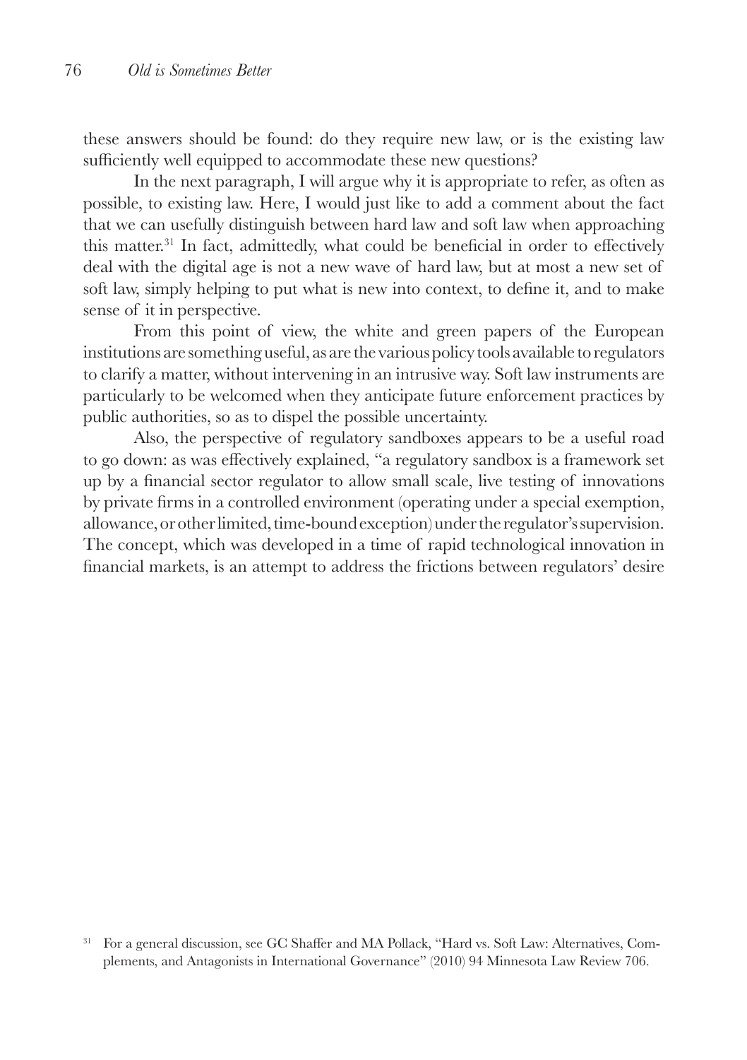these answers should be found: do they require new law, or is the existing law sufficiently well equipped to accommodate these new questions?

In the next paragraph, I will argue why it is appropriate to refer, as often as possible, to existing law. Here, I would just like to add a comment about the fact that we can usefully distinguish between hard law and soft law when approaching this matter.[31] In fact, admittedly, what could be beneficial in order to effectively deal with the digital age is not a new wave of hard law, but at most a new set of soft law, simply helping to put what is new into context, to define it, and to make sense of it in perspective.

From this point of view, the white and green papers of the European institutions are something useful, as are the various policy tools available to regulators to clarify a matter, without intervening in an intrusive way. Soft law instruments are particularly to be welcomed when they anticipate future enforcement practices by public authorities, so as to dispel the possible uncertainty.

Also, the perspective of regulatory sandboxes appears to be a useful road to go down: as was effectively explained, "a regulatory sandbox is a framework set up by a financial sector regulator to allow small scale, live testing of innovations by private firms in a controlled environment (operating under a special exemption, allowance, or other limited, time-bound exception) under the regulator's supervision. The concept, which was developed in a time of rapid technological innovation in financial markets, is an attempt to address the frictions between regulators' desire

---

[31] For a general discussion, see GC Shaffer and MA Pollack, "Hard vs. Soft Law: Alternatives, Complements, and Antagonists in International Governance" (2010) 94 Minnesota Law Review 706.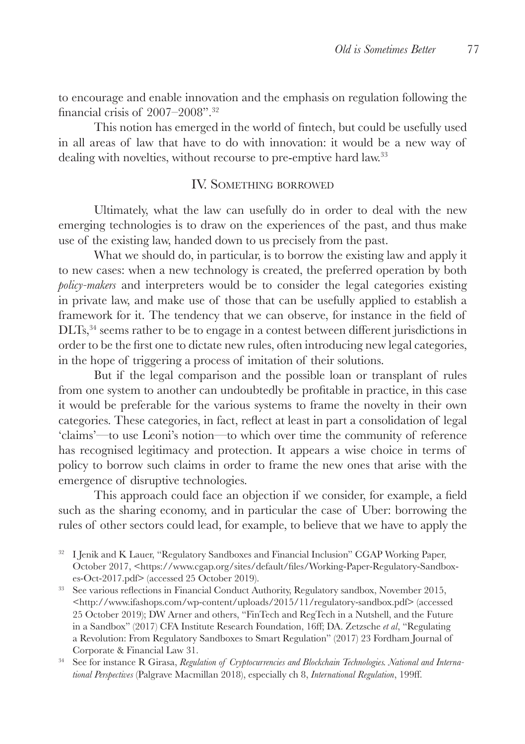to encourage and enable innovation and the emphasis on regulation following the financial crisis of 2007–2008".[32]

This notion has emerged in the world of fintech, but could be usefully used in all areas of law that have to do with innovation: it would be a new way of dealing with novelties, without recourse to pre-emptive hard law.[33]

## IV. Something borrowed

Ultimately, what the law can usefully do in order to deal with the new emerging technologies is to draw on the experiences of the past, and thus make use of the existing law, handed down to us precisely from the past.

What we should do, in particular, is to borrow the existing law and apply it to new cases: when a new technology is created, the preferred operation by both *policy-makers* and interpreters would be to consider the legal categories existing in private law, and make use of those that can be usefully applied to establish a framework for it. The tendency that we can observe, for instance in the field of DLTs,[34] seems rather to be to engage in a contest between different jurisdictions in order to be the first one to dictate new rules, often introducing new legal categories, in the hope of triggering a process of imitation of their solutions.

But if the legal comparison and the possible loan or transplant of rules from one system to another can undoubtedly be profitable in practice, in this case it would be preferable for the various systems to frame the novelty in their own categories. These categories, in fact, reflect at least in part a consolidation of legal 'claims'—to use Leoni's notion—to which over time the community of reference has recognised legitimacy and protection. It appears a wise choice in terms of policy to borrow such claims in order to frame the new ones that arise with the emergence of disruptive technologies.

This approach could face an objection if we consider, for example, a field such as the sharing economy, and in particular the case of Uber: borrowing the rules of other sectors could lead, for example, to believe that we have to apply the

---

[32] I Jenik and K Lauer, "Regulatory Sandboxes and Financial Inclusion" CGAP Working Paper, October 2017, <https://www.cgap.org/sites/default/files/Working-Paper-Regulatory-Sandboxes-Oct-2017.pdf> (accessed 25 October 2019).

[33] See various reflections in Financial Conduct Authority, Regulatory sandbox, November 2015, <http://www.ifashops.com/wp-content/uploads/2015/11/regulatory-sandbox.pdf> (accessed 25 October 2019); DW Arner and others, "FinTech and RegTech in a Nutshell, and the Future in a Sandbox" (2017) CFA Institute Research Foundation, 16ff; DA. Zetzsche *et al*, "Regulating a Revolution: From Regulatory Sandboxes to Smart Regulation" (2017) 23 Fordham Journal of Corporate & Financial Law 31.

[34] See for instance R Girasa, *Regulation of Cryptocurrencies and Blockchain Technologies. National and International Perspectives* (Palgrave Macmillan 2018), especially ch 8, *International Regulation*, 199ff.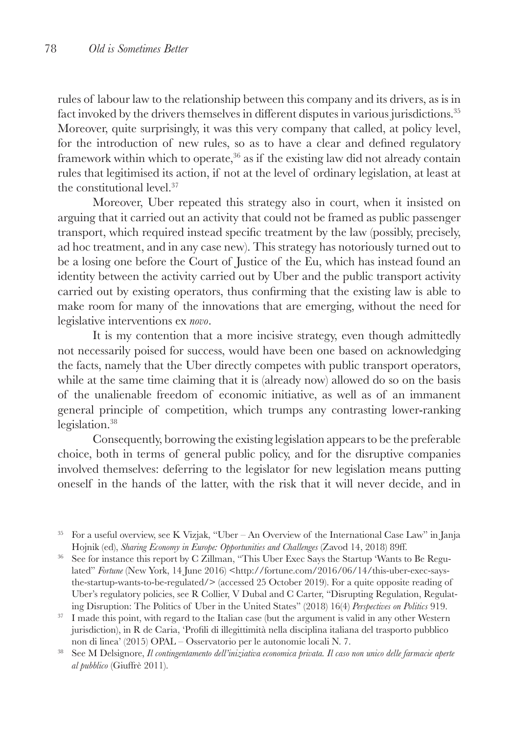rules of labour law to the relationship between this company and its drivers, as is in fact invoked by the drivers themselves in different disputes in various jurisdictions.[35] Moreover, quite surprisingly, it was this very company that called, at policy level, for the introduction of new rules, so as to have a clear and defined regulatory framework within which to operate,[36] as if the existing law did not already contain rules that legitimised its action, if not at the level of ordinary legislation, at least at the constitutional level.[37]

Moreover, Uber repeated this strategy also in court, when it insisted on arguing that it carried out an activity that could not be framed as public passenger transport, which required instead specific treatment by the law (possibly, precisely, ad hoc treatment, and in any case new). This strategy has notoriously turned out to be a losing one before the Court of Justice of the Eu, which has instead found an identity between the activity carried out by Uber and the public transport activity carried out by existing operators, thus confirming that the existing law is able to make room for many of the innovations that are emerging, without the need for legislative interventions ex *novo*.

It is my contention that a more incisive strategy, even though admittedly not necessarily poised for success, would have been one based on acknowledging the facts, namely that the Uber directly competes with public transport operators, while at the same time claiming that it is (already now) allowed do so on the basis of the unalienable freedom of economic initiative, as well as of an immanent general principle of competition, which trumps any contrasting lower-ranking legislation.[38]

Consequently, borrowing the existing legislation appears to be the preferable choice, both in terms of general public policy, and for the disruptive companies involved themselves: deferring to the legislator for new legislation means putting oneself in the hands of the latter, with the risk that it will never decide, and in

---

[35] For a useful overview, see K Vizjak, "Uber – An Overview of the International Case Law" in Janja Hojnik (ed), *Sharing Economy in Europe: Opportunities and Challenges* (Zavod 14, 2018) 89ff.

[36] See for instance this report by C Zillman, "This Uber Exec Says the Startup 'Wants to Be Regulated" *Fortune* (New York, 14 June 2016) <http://fortune.com/2016/06/14/this-uber-exec-says-the-startup-wants-to-be-regulated/> (accessed 25 October 2019). For a quite opposite reading of Uber's regulatory policies, see R Collier, V Dubal and C Carter, "Disrupting Regulation, Regulating Disruption: The Politics of Uber in the United States" (2018) 16(4) *Perspectives on Politics* 919.

[37] I made this point, with regard to the Italian case (but the argument is valid in any other Western jurisdiction), in R de Caria, 'Profili di illegittimità nella disciplina italiana del trasporto pubblico non di linea' (2015) OPAL – Osservatorio per le autonomie locali N. 7.

[38] See M Delsignore, *Il contingentamento dell'iniziativa economica privata. Il caso non unico delle farmacie aperte al pubblico* (Giuffrè 2011).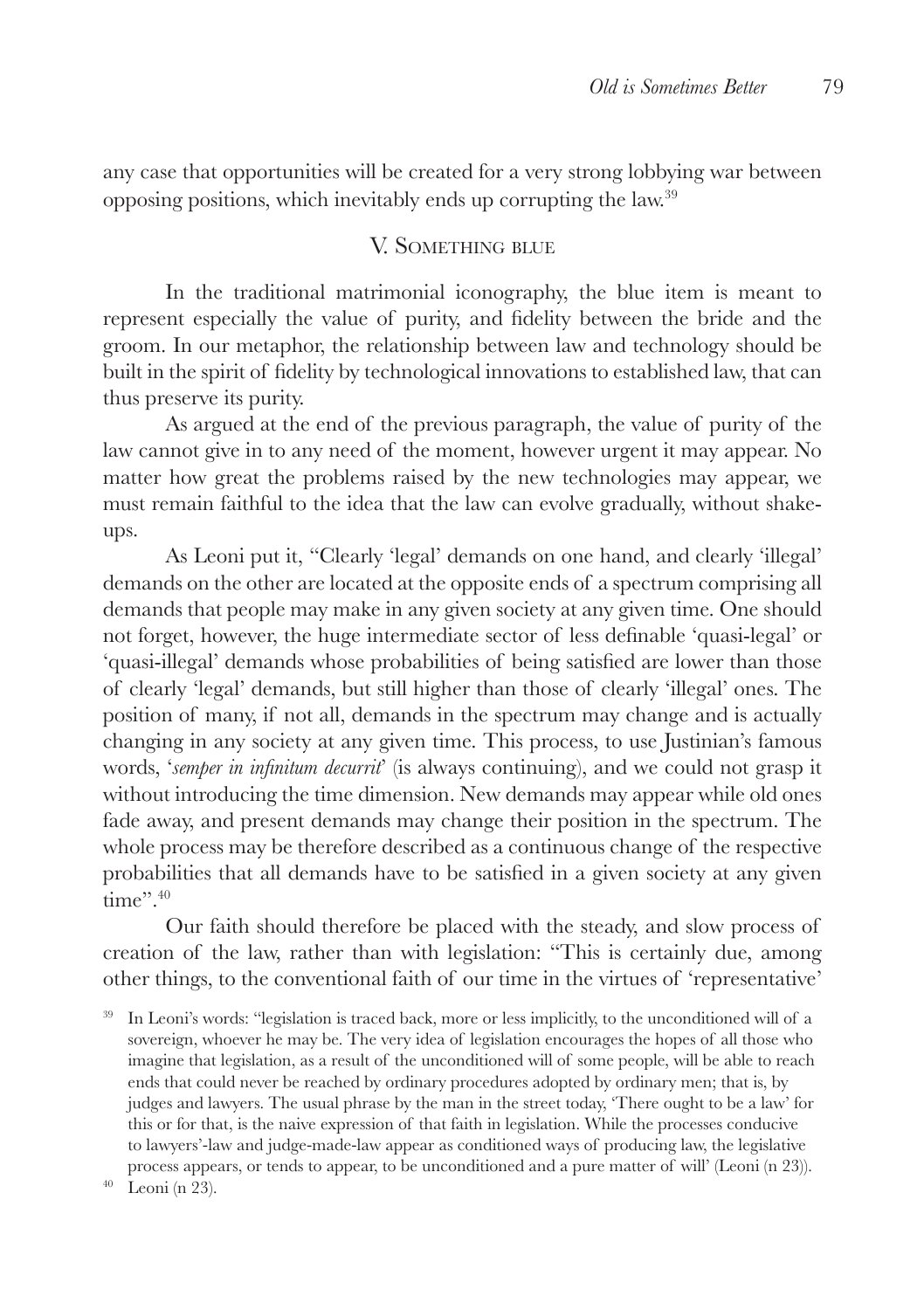any case that opportunities will be created for a very strong lobbying war between opposing positions, which inevitably ends up corrupting the law.[39]

## V. Something blue

In the traditional matrimonial iconography, the blue item is meant to represent especially the value of purity, and fidelity between the bride and the groom. In our metaphor, the relationship between law and technology should be built in the spirit of fidelity by technological innovations to established law, that can thus preserve its purity.

As argued at the end of the previous paragraph, the value of purity of the law cannot give in to any need of the moment, however urgent it may appear. No matter how great the problems raised by the new technologies may appear, we must remain faithful to the idea that the law can evolve gradually, without shake-ups.

As Leoni put it, "Clearly 'legal' demands on one hand, and clearly 'illegal' demands on the other are located at the opposite ends of a spectrum comprising all demands that people may make in any given society at any given time. One should not forget, however, the huge intermediate sector of less definable 'quasi-legal' or 'quasi-illegal' demands whose probabilities of being satisfied are lower than those of clearly 'legal' demands, but still higher than those of clearly 'illegal' ones. The position of many, if not all, demands in the spectrum may change and is actually changing in any society at any given time. This process, to use Justinian's famous words, '*semper in infinitum decurrit*' (is always continuing), and we could not grasp it without introducing the time dimension. New demands may appear while old ones fade away, and present demands may change their position in the spectrum. The whole process may be therefore described as a continuous change of the respective probabilities that all demands have to be satisfied in a given society at any given time".[40]

Our faith should therefore be placed with the steady, and slow process of creation of the law, rather than with legislation: "This is certainly due, among other things, to the conventional faith of our time in the virtues of 'representative'

---

[39] In Leoni's words: "legislation is traced back, more or less implicitly, to the unconditioned will of a sovereign, whoever he may be. The very idea of legislation encourages the hopes of all those who imagine that legislation, as a result of the unconditioned will of some people, will be able to reach ends that could never be reached by ordinary procedures adopted by ordinary men; that is, by judges and lawyers. The usual phrase by the man in the street today, 'There ought to be a law' for this or for that, is the naive expression of that faith in legislation. While the processes conducive to lawyers'-law and judge-made-law appear as conditioned ways of producing law, the legislative process appears, or tends to appear, to be unconditioned and a pure matter of will' (Leoni (n 23)).

[40] Leoni (n 23).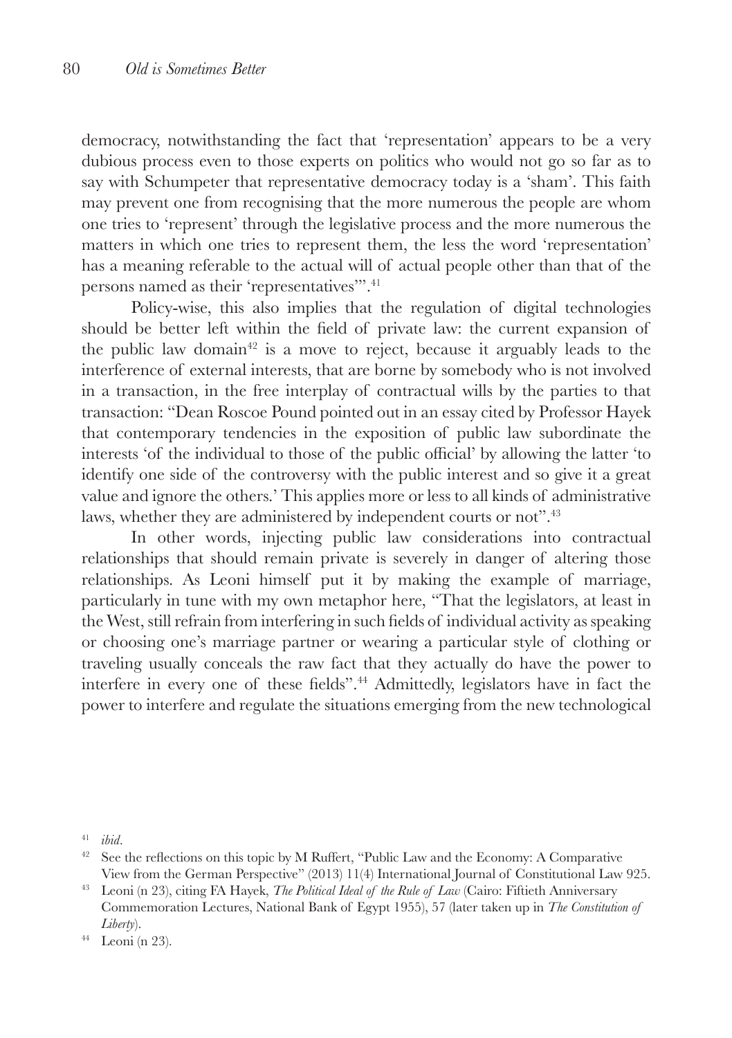democracy, notwithstanding the fact that 'representation' appears to be a very dubious process even to those experts on politics who would not go so far as to say with Schumpeter that representative democracy today is a 'sham'. This faith may prevent one from recognising that the more numerous the people are whom one tries to 'represent' through the legislative process and the more numerous the matters in which one tries to represent them, the less the word 'representation' has a meaning referable to the actual will of actual people other than that of the persons named as their 'representatives'".[41]

Policy-wise, this also implies that the regulation of digital technologies should be better left within the field of private law: the current expansion of the public law domain[42] is a move to reject, because it arguably leads to the interference of external interests, that are borne by somebody who is not involved in a transaction, in the free interplay of contractual wills by the parties to that transaction: "Dean Roscoe Pound pointed out in an essay cited by Professor Hayek that contemporary tendencies in the exposition of public law subordinate the interests 'of the individual to those of the public official' by allowing the latter 'to identify one side of the controversy with the public interest and so give it a great value and ignore the others.' This applies more or less to all kinds of administrative laws, whether they are administered by independent courts or not".[43]

In other words, injecting public law considerations into contractual relationships that should remain private is severely in danger of altering those relationships. As Leoni himself put it by making the example of marriage, particularly in tune with my own metaphor here, "That the legislators, at least in the West, still refrain from interfering in such fields of individual activity as speaking or choosing one's marriage partner or wearing a particular style of clothing or traveling usually conceals the raw fact that they actually do have the power to interfere in every one of these fields".[44] Admittedly, legislators have in fact the power to interfere and regulate the situations emerging from the new technological

---

[41] *ibid*.

[42] See the reflections on this topic by M Ruffert, "Public Law and the Economy: A Comparative View from the German Perspective" (2013) 11(4) International Journal of Constitutional Law 925.

[43] Leoni (n 23), citing FA Hayek, *The Political Ideal of the Rule of Law* (Cairo: Fiftieth Anniversary Commemoration Lectures, National Bank of Egypt 1955), 57 (later taken up in *The Constitution of Liberty*).

[44] Leoni (n 23).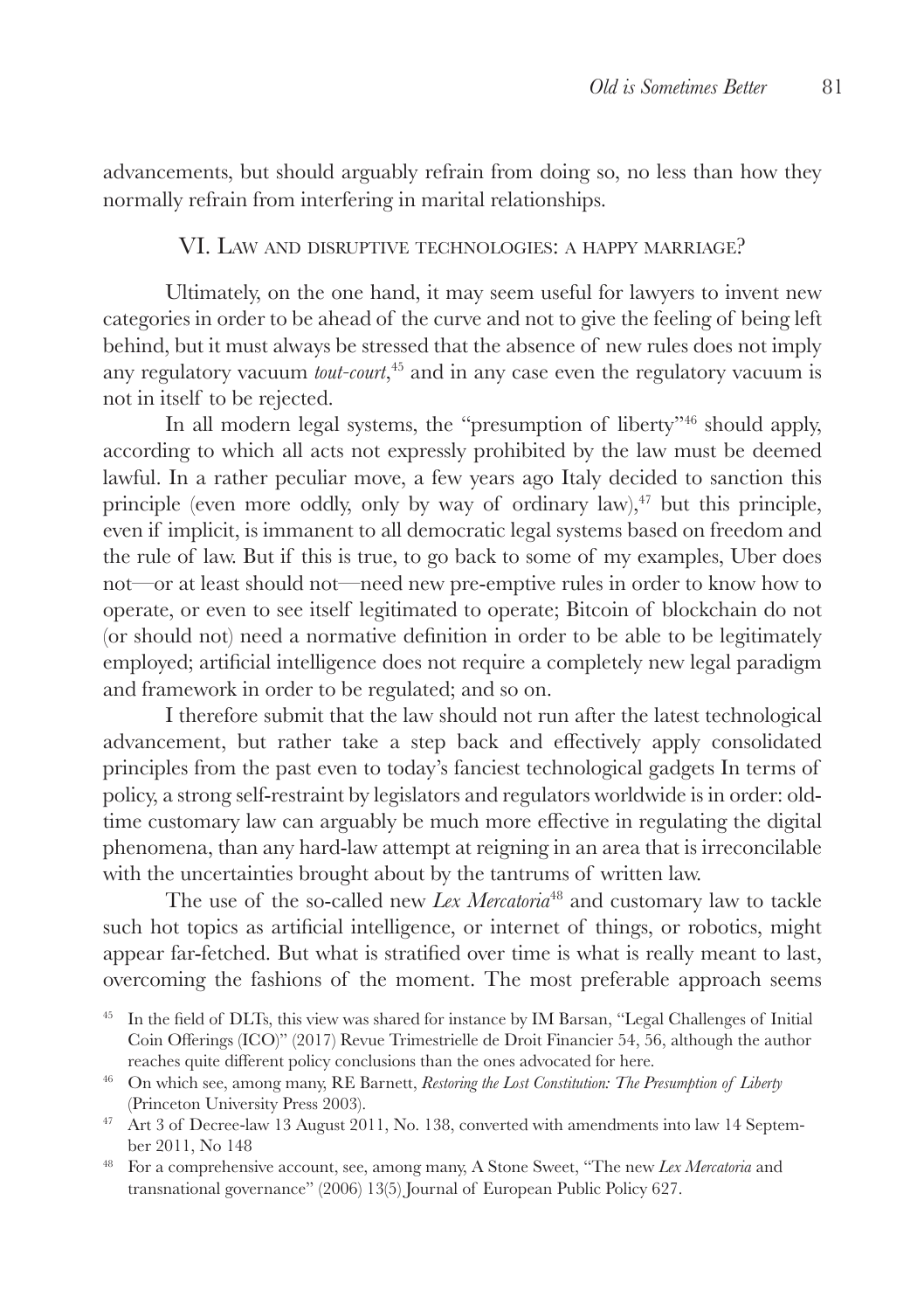advancements, but should arguably refrain from doing so, no less than how they normally refrain from interfering in marital relationships.

## VI. Law and disruptive technologies: a happy marriage?

Ultimately, on the one hand, it may seem useful for lawyers to invent new categories in order to be ahead of the curve and not to give the feeling of being left behind, but it must always be stressed that the absence of new rules does not imply any regulatory vacuum *tout-court*,[45] and in any case even the regulatory vacuum is not in itself to be rejected.

In all modern legal systems, the "presumption of liberty"[46] should apply, according to which all acts not expressly prohibited by the law must be deemed lawful. In a rather peculiar move, a few years ago Italy decided to sanction this principle (even more oddly, only by way of ordinary law),[47] but this principle, even if implicit, is immanent to all democratic legal systems based on freedom and the rule of law. But if this is true, to go back to some of my examples, Uber does not—or at least should not—need new pre-emptive rules in order to know how to operate, or even to see itself legitimated to operate; Bitcoin of blockchain do not (or should not) need a normative definition in order to be able to be legitimately employed; artificial intelligence does not require a completely new legal paradigm and framework in order to be regulated; and so on.

I therefore submit that the law should not run after the latest technological advancement, but rather take a step back and effectively apply consolidated principles from the past even to today's fanciest technological gadgets In terms of policy, a strong self-restraint by legislators and regulators worldwide is in order: old-time customary law can arguably be much more effective in regulating the digital phenomena, than any hard-law attempt at reigning in an area that is irreconcilable with the uncertainties brought about by the tantrums of written law.

The use of the so-called new *Lex Mercatoria*[48] and customary law to tackle such hot topics as artificial intelligence, or internet of things, or robotics, might appear far-fetched. But what is stratified over time is what is really meant to last, overcoming the fashions of the moment. The most preferable approach seems

---

[45] In the field of DLTs, this view was shared for instance by IM Barsan, "Legal Challenges of Initial Coin Offerings (ICO)" (2017) Revue Trimestrielle de Droit Financier 54, 56, although the author reaches quite different policy conclusions than the ones advocated for here.

[46] On which see, among many, RE Barnett, *Restoring the Lost Constitution: The Presumption of Liberty* (Princeton University Press 2003).

[47] Art 3 of Decree-law 13 August 2011, No. 138, converted with amendments into law 14 September 2011, No 148

[48] For a comprehensive account, see, among many, A Stone Sweet, "The new *Lex Mercatoria* and transnational governance" (2006) 13(5) Journal of European Public Policy 627.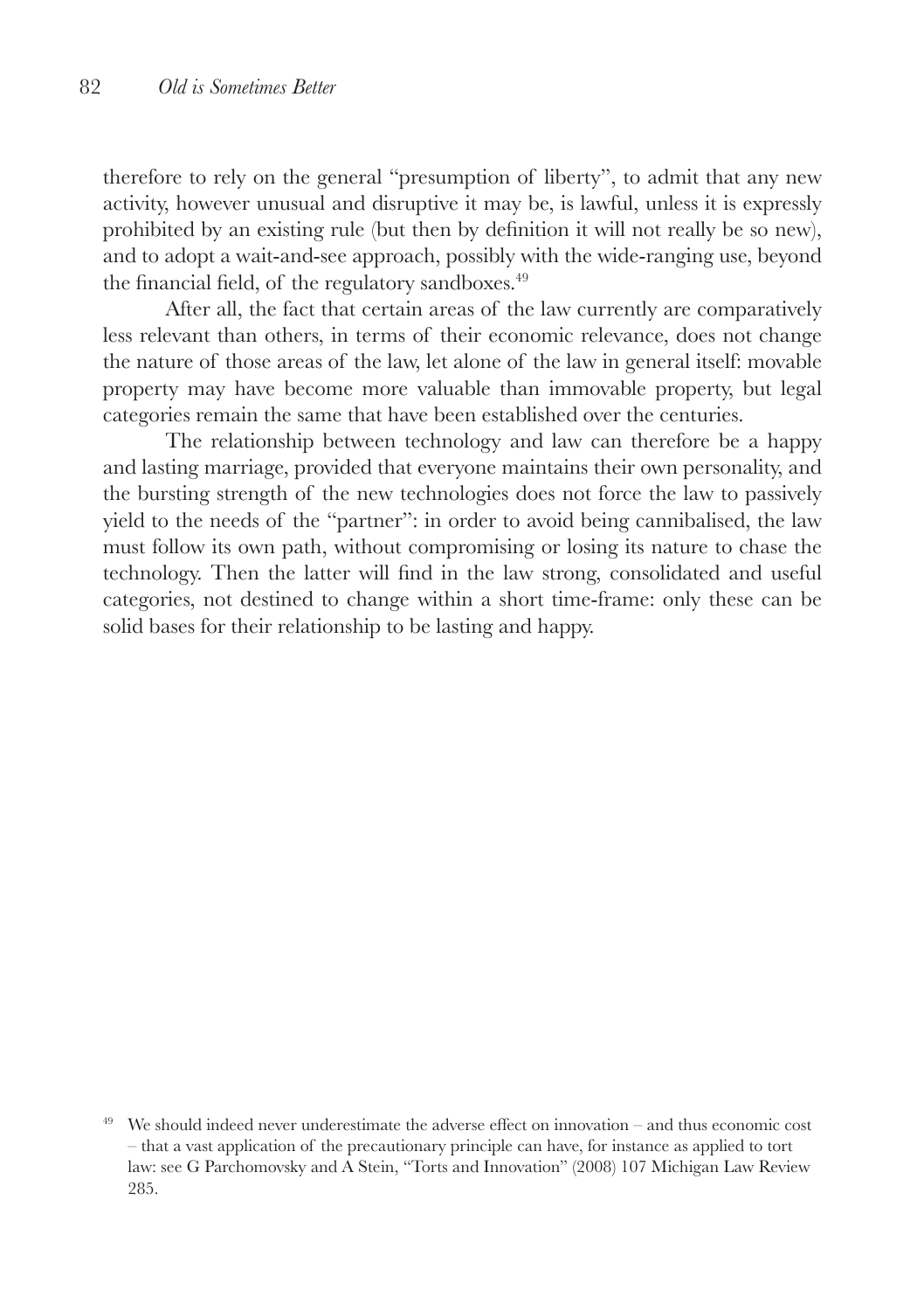therefore to rely on the general "presumption of liberty", to admit that any new activity, however unusual and disruptive it may be, is lawful, unless it is expressly prohibited by an existing rule (but then by definition it will not really be so new), and to adopt a wait-and-see approach, possibly with the wide-ranging use, beyond the financial field, of the regulatory sandboxes.[49]

After all, the fact that certain areas of the law currently are comparatively less relevant than others, in terms of their economic relevance, does not change the nature of those areas of the law, let alone of the law in general itself: movable property may have become more valuable than immovable property, but legal categories remain the same that have been established over the centuries.

The relationship between technology and law can therefore be a happy and lasting marriage, provided that everyone maintains their own personality, and the bursting strength of the new technologies does not force the law to passively yield to the needs of the "partner": in order to avoid being cannibalised, the law must follow its own path, without compromising or losing its nature to chase the technology. Then the latter will find in the law strong, consolidated and useful categories, not destined to change within a short time-frame: only these can be solid bases for their relationship to be lasting and happy.

[49] We should indeed never underestimate the adverse effect on innovation – and thus economic cost – that a vast application of the precautionary principle can have, for instance as applied to tort law: see G Parchomovsky and A Stein, "Torts and Innovation" (2008) 107 Michigan Law Review 285.